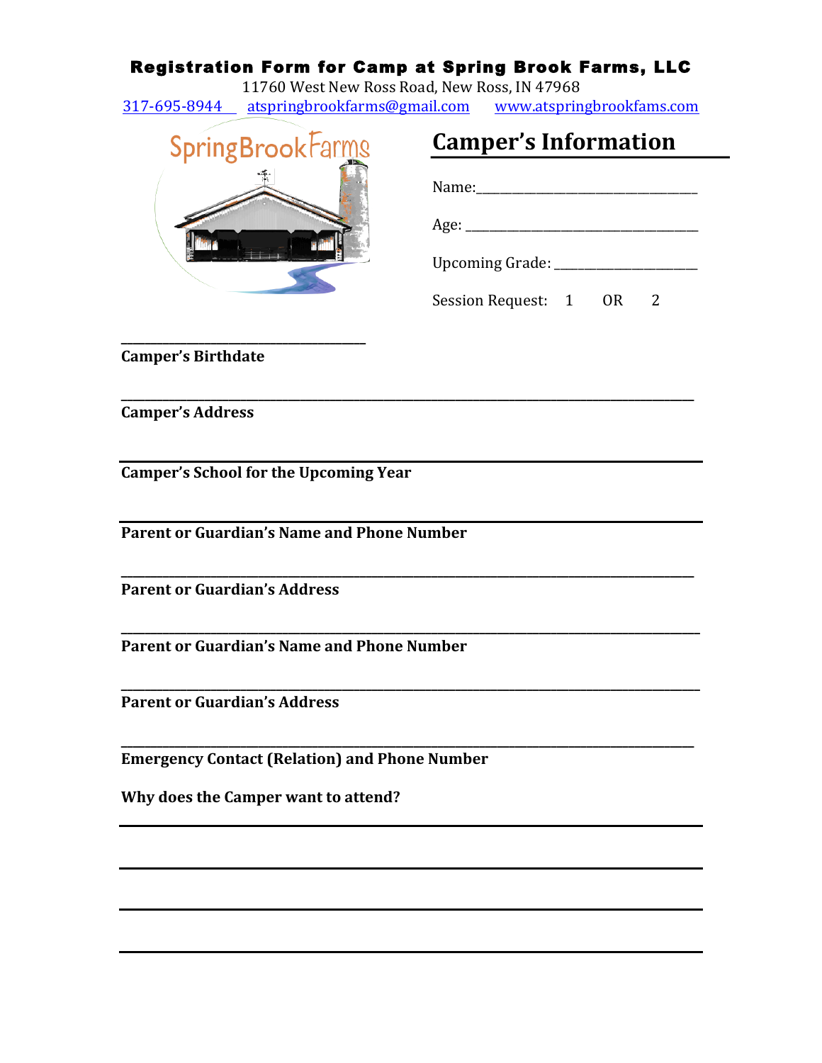# Registration Form for Camp at Spring Brook Farms, LLC

11760 West New Ross Road, New Ross, IN 47968

317-695-8944 atspringbrookfarms@gmail.com www.atspringbrookfams.com

## Camper's Information

Name:________________________________

Age: _________________________________

Upcoming Grade: ____________________

Session Request: 1 OR 2

_________________________________

**Camper's Birthdate**

_____________________________________________________________________________

**Camper's Address**

_____________________________________________________________________________

**Camper's School for the Upcoming Year**

_____________________________________________________________________________

**Parent or Guardian's Name and Phone Number**

_____________________________________________________________________________

**Parent or Guardian's Address**

_____________________________________________________________________________

**Parent or Guardian's Name and Phone Number**

_____________________________________________________________________________

**Parent or Guardian's Address**

_____________________________________________________________________________

**Emergency Contact (Relation) and Phone Number**

**Why does the Camper want to attend?**

_____________________________________________________________________________

_____________________________________________________________________________

_____________________________________________________________________________

_____________________________________________________________________________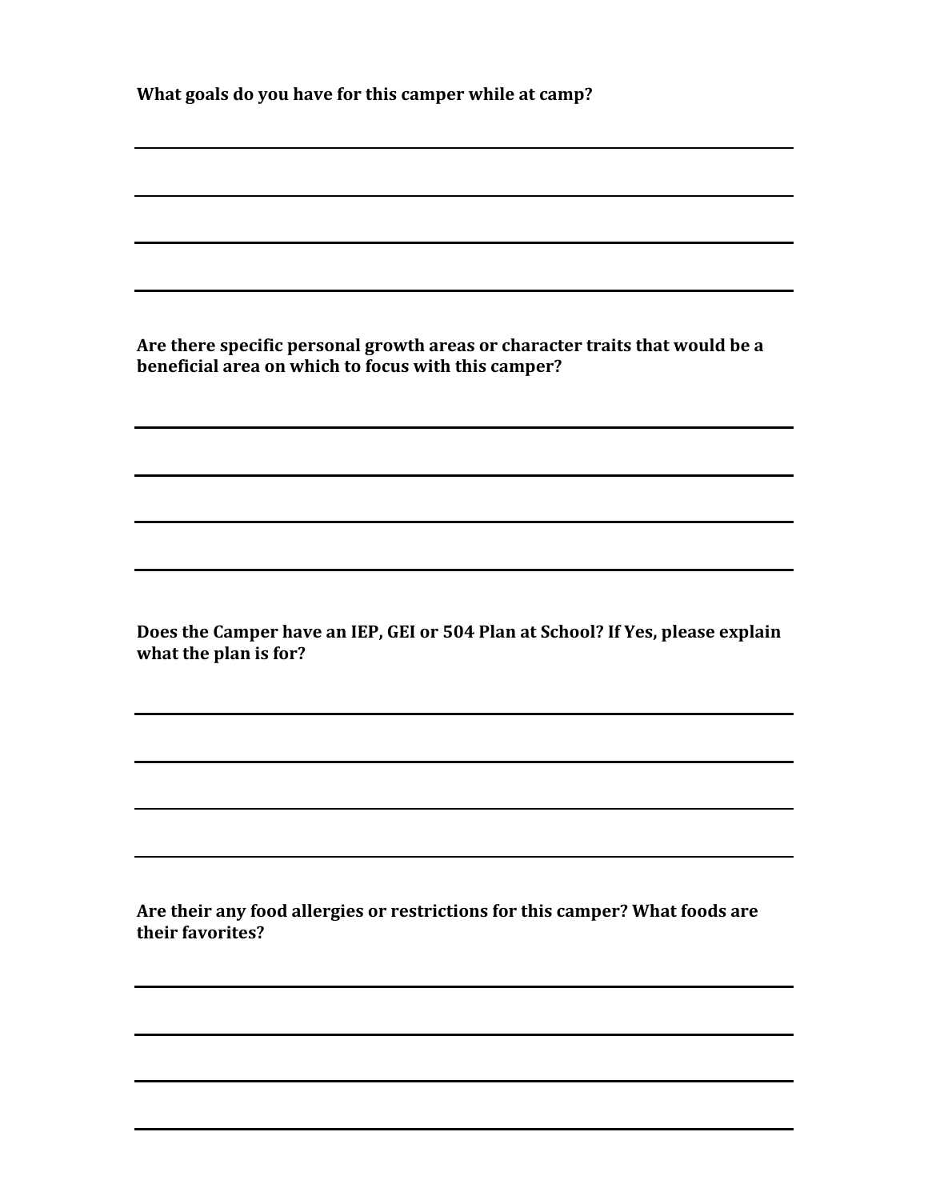**What goals do you have for this camper while at camp?**

\_\_\_\_\_\_\_\_\_\_\_\_\_\_\_\_\_\_\_\_\_\_\_\_\_\_\_\_\_\_\_\_\_\_\_\_\_\_\_\_\_\_\_\_\_\_\_\_\_\_\_\_\_\_\_\_\_\_\_\_

\_\_\_\_\_\_\_\_\_\_\_\_\_\_\_\_\_\_\_\_\_\_\_\_\_\_\_\_\_\_\_\_\_\_\_\_\_\_\_\_\_\_\_\_\_\_\_\_\_\_\_\_\_\_\_\_\_\_\_\_

\_\_\_\_\_\_\_\_\_\_\_\_\_\_\_\_\_\_\_\_\_\_\_\_\_\_\_\_\_\_\_\_\_\_\_\_\_\_\_\_\_\_\_\_\_\_\_\_\_\_\_\_\_\_\_\_\_\_\_\_

\_\_\_\_\_\_\_\_\_\_\_\_\_\_\_\_\_\_\_\_\_\_\_\_\_\_\_\_\_\_\_\_\_\_\_\_\_\_\_\_\_\_\_\_\_\_\_\_\_\_\_\_\_\_\_\_\_\_\_\_

**Are there specific personal growth areas or character traits that would be a beneficial area on which to focus with this camper?**

\_\_\_\_\_\_\_\_\_\_\_\_\_\_\_\_\_\_\_\_\_\_\_\_\_\_\_\_\_\_\_\_\_\_\_\_\_\_\_\_\_\_\_\_\_\_\_\_\_\_\_\_\_\_\_\_\_\_\_\_

\_\_\_\_\_\_\_\_\_\_\_\_\_\_\_\_\_\_\_\_\_\_\_\_\_\_\_\_\_\_\_\_\_\_\_\_\_\_\_\_\_\_\_\_\_\_\_\_\_\_\_\_\_\_\_\_\_\_\_\_

\_\_\_\_\_\_\_\_\_\_\_\_\_\_\_\_\_\_\_\_\_\_\_\_\_\_\_\_\_\_\_\_\_\_\_\_\_\_\_\_\_\_\_\_\_\_\_\_\_\_\_\_\_\_\_\_\_\_\_\_

\_\_\_\_\_\_\_\_\_\_\_\_\_\_\_\_\_\_\_\_\_\_\_\_\_\_\_\_\_\_\_\_\_\_\_\_\_\_\_\_\_\_\_\_\_\_\_\_\_\_\_\_\_\_\_\_\_\_\_\_

**Does the Camper have an IEP, GEI or 504 Plan at School? If Yes, please explain what the plan is for?**

\_\_\_\_\_\_\_\_\_\_\_\_\_\_\_\_\_\_\_\_\_\_\_\_\_\_\_\_\_\_\_\_\_\_\_\_\_\_\_\_\_\_\_\_\_\_\_\_\_\_\_\_\_\_\_\_\_\_\_\_

\_\_\_\_\_\_\_\_\_\_\_\_\_\_\_\_\_\_\_\_\_\_\_\_\_\_\_\_\_\_\_\_\_\_\_\_\_\_\_\_\_\_\_\_\_\_\_\_\_\_\_\_\_\_\_\_\_\_\_\_

\_\_\_\_\_\_\_\_\_\_\_\_\_\_\_\_\_\_\_\_\_\_\_\_\_\_\_\_\_\_\_\_\_\_\_\_\_\_\_\_\_\_\_\_\_\_\_\_\_\_\_\_\_\_\_\_\_\_\_\_

\_\_\_\_\_\_\_\_\_\_\_\_\_\_\_\_\_\_\_\_\_\_\_\_\_\_\_\_\_\_\_\_\_\_\_\_\_\_\_\_\_\_\_\_\_\_\_\_\_\_\_\_\_\_\_\_\_\_\_\_

**Are their any food allergies or restrictions for this camper? What foods are their favorites?**

\_\_\_\_\_\_\_\_\_\_\_\_\_\_\_\_\_\_\_\_\_\_\_\_\_\_\_\_\_\_\_\_\_\_\_\_\_\_\_\_\_\_\_\_\_\_\_\_\_\_\_\_\_\_\_\_\_\_\_\_

\_\_\_\_\_\_\_\_\_\_\_\_\_\_\_\_\_\_\_\_\_\_\_\_\_\_\_\_\_\_\_\_\_\_\_\_\_\_\_\_\_\_\_\_\_\_\_\_\_\_\_\_\_\_\_\_\_\_\_\_

\_\_\_\_\_\_\_\_\_\_\_\_\_\_\_\_\_\_\_\_\_\_\_\_\_\_\_\_\_\_\_\_\_\_\_\_\_\_\_\_\_\_\_\_\_\_\_\_\_\_\_\_\_\_\_\_\_\_\_\_

\_\_\_\_\_\_\_\_\_\_\_\_\_\_\_\_\_\_\_\_\_\_\_\_\_\_\_\_\_\_\_\_\_\_\_\_\_\_\_\_\_\_\_\_\_\_\_\_\_\_\_\_\_\_\_\_\_\_\_\_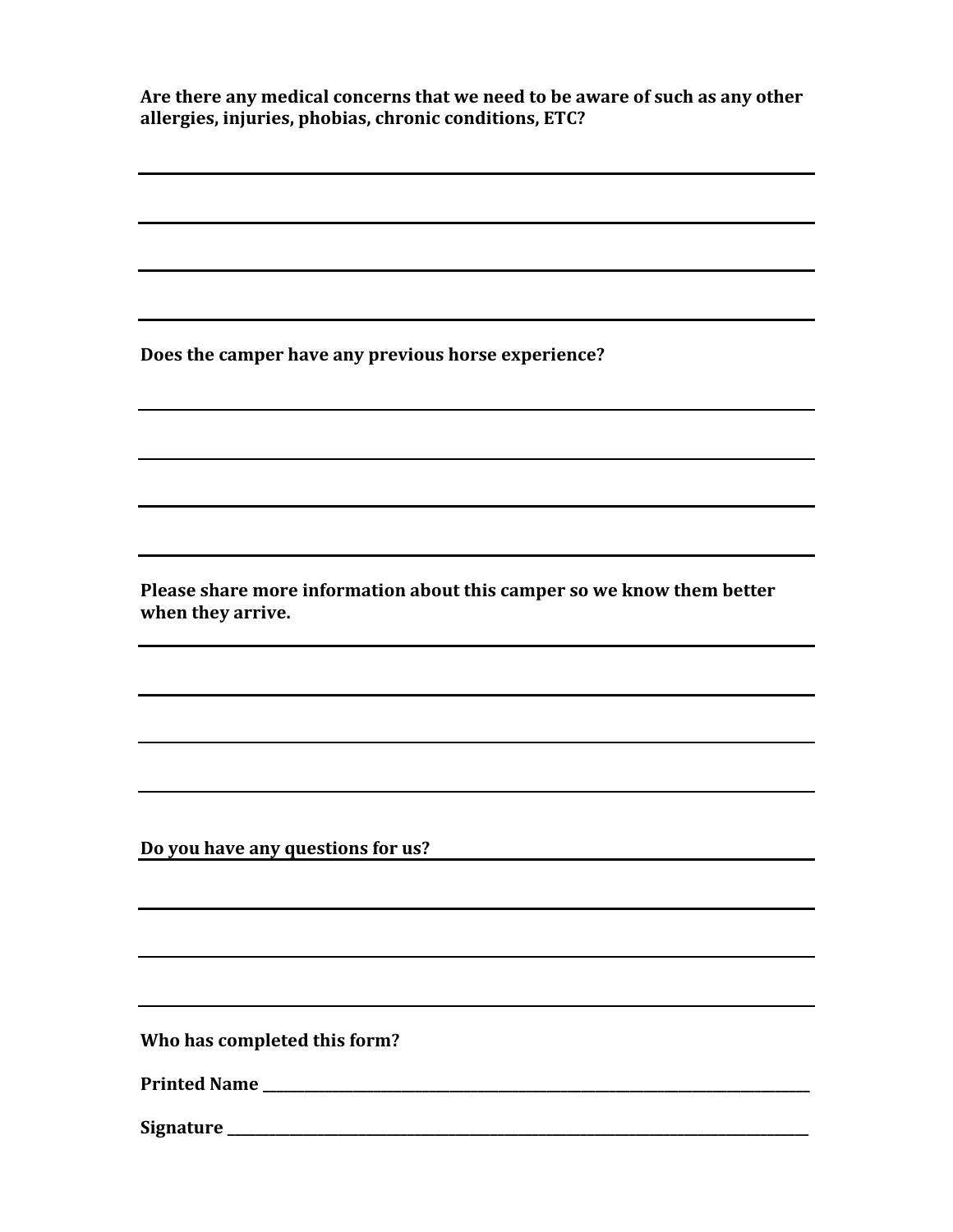**Are there any medical concerns that we need to be aware of such as any other allergies, injuries, phobias, chronic conditions, ETC?**

**Does the camper have any previous horse experience?**

**Please share more information about this camper so we know them better when they arrive.**

**Do you have any questions for us?**

**Who has completed this form?**

**Printed Name** ______________________________________________________________

**Signature** ______________________________________________________________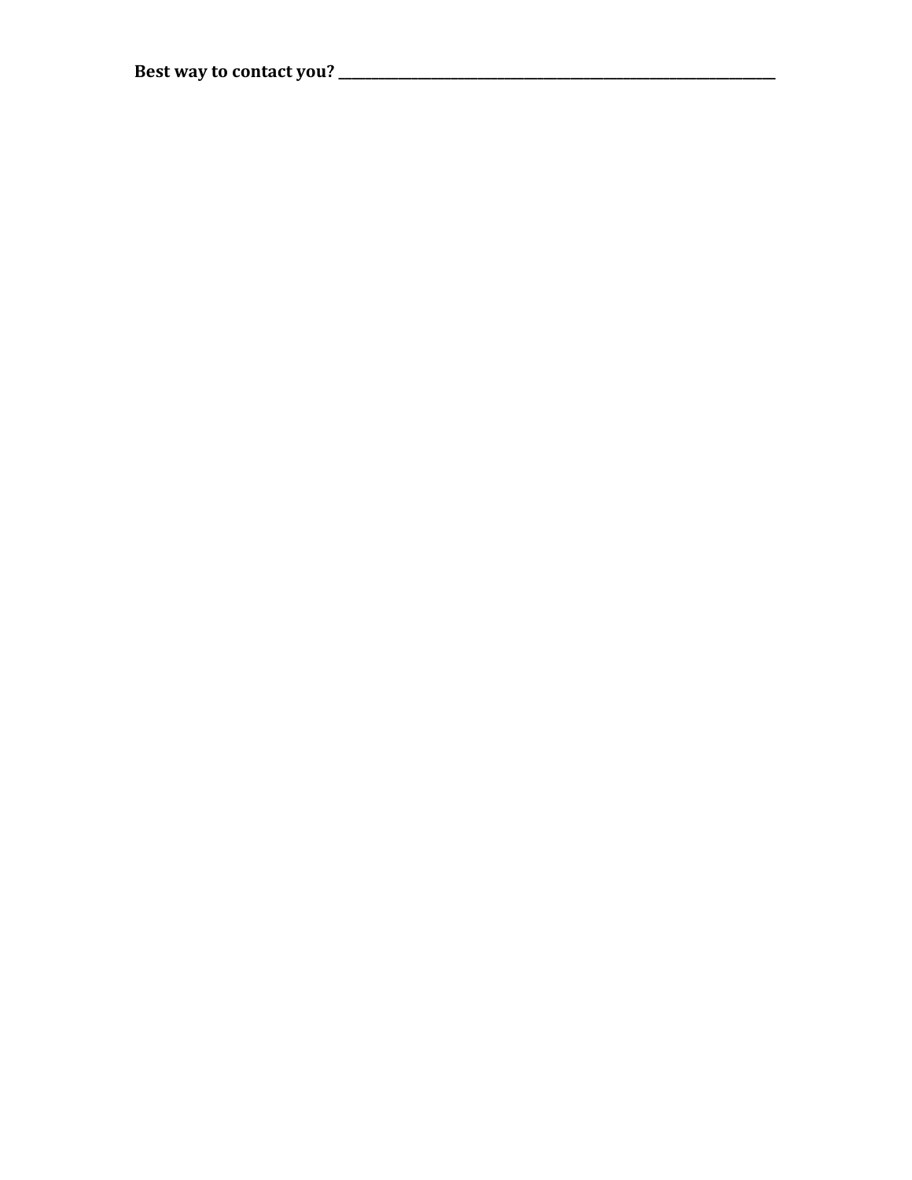**Best way to contact you?** ___________________________________________________________________